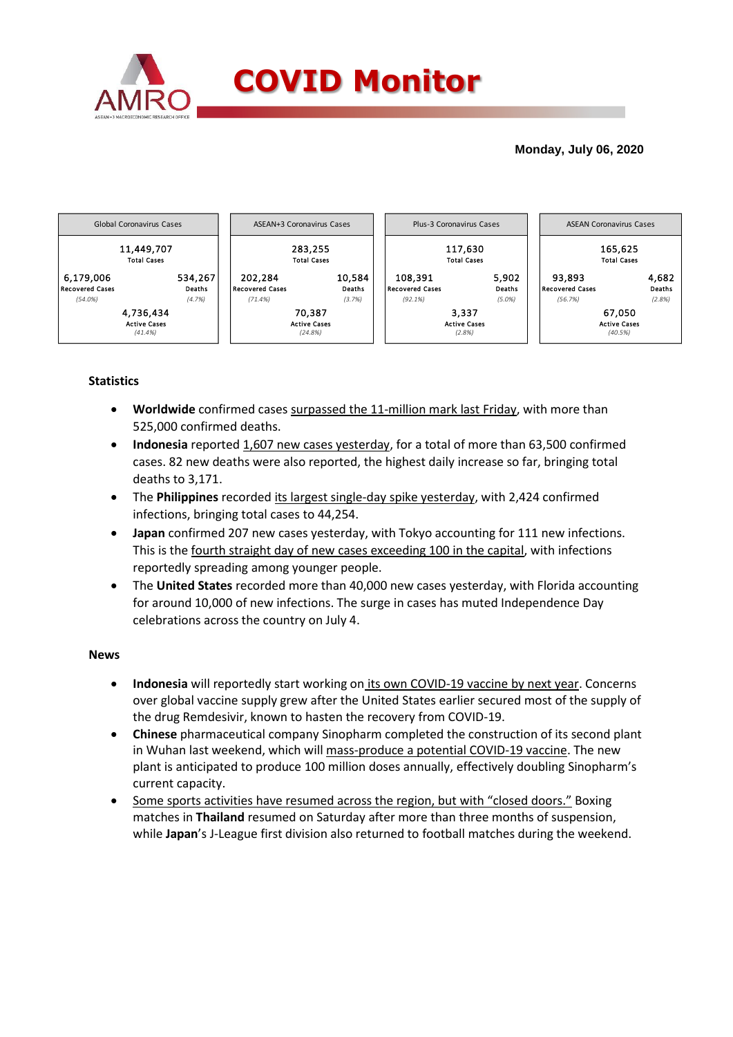# COVID Monitor

**Monday, July 06, 2020**

| Global Coronavirus Cases | | ASEAN+3 Coronavirus Cases | | Plus-3 Coronavirus Cases | | ASEAN Coronavirus Cases | |
|---|---|---|---|---|---|---|---|
| 11,449,707 Total Cases | | 283,255 Total Cases | | 117,630 Total Cases | | 165,625 Total Cases | |
| 6,179,006 Recovered Cases (54.0%) | 534,267 Deaths (4.7%) | 202,284 Recovered Cases (71.4%) | 10,584 Deaths (3.7%) | 108,391 Recovered Cases (92.1%) | 5,902 Deaths (5.0%) | 93,893 Recovered Cases (56.7%) | 4,682 Deaths (2.8%) |
| 4,736,434 Active Cases (41.4%) | | 70,387 Active Cases (24.8%) | | 3,337 Active Cases (2.8%) | | 67,050 Active Cases (40.5%) | |

### Statistics

- **Worldwide** confirmed cases surpassed the 11-million mark last Friday, with more than 525,000 confirmed deaths.
- **Indonesia** reported 1,607 new cases yesterday, for a total of more than 63,500 confirmed cases. 82 new deaths were also reported, the highest daily increase so far, bringing total deaths to 3,171.
- The **Philippines** recorded its largest single-day spike yesterday, with 2,424 confirmed infections, bringing total cases to 44,254.
- **Japan** confirmed 207 new cases yesterday, with Tokyo accounting for 111 new infections. This is the fourth straight day of new cases exceeding 100 in the capital, with infections reportedly spreading among younger people.
- The **United States** recorded more than 40,000 new cases yesterday, with Florida accounting for around 10,000 of new infections. The surge in cases has muted Independence Day celebrations across the country on July 4.

### News

- **Indonesia** will reportedly start working on its own COVID-19 vaccine by next year. Concerns over global vaccine supply grew after the United States earlier secured most of the supply of the drug Remdesivir, known to hasten the recovery from COVID-19.
- **Chinese** pharmaceutical company Sinopharm completed the construction of its second plant in Wuhan last weekend, which will mass-produce a potential COVID-19 vaccine. The new plant is anticipated to produce 100 million doses annually, effectively doubling Sinopharm's current capacity.
- Some sports activities have resumed across the region, but with "closed doors." Boxing matches in **Thailand** resumed on Saturday after more than three months of suspension, while **Japan**'s J-League first division also returned to football matches during the weekend.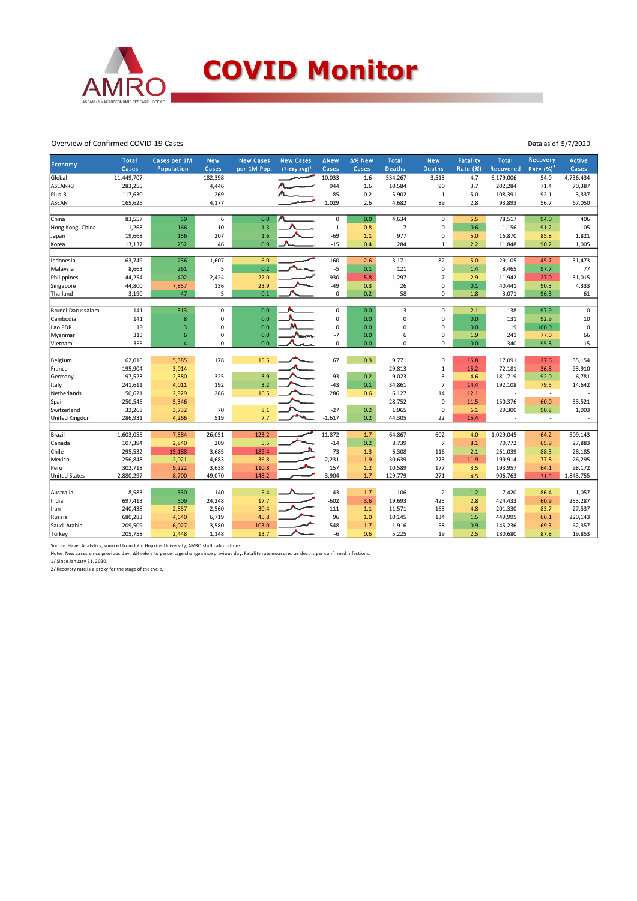# COVID Monitor

Overview of Confirmed COVID-19 Cases

Data as of 5/7/2020

| Economy | Total Cases | Cases per 1M Population | New Cases | New Cases per 1M Pop. | New Cases (7-day avg)[1] | ΔNew Cases | Δ% New Cases | Total Deaths | New Deaths | Fatality Rate (%) | Total Recovered | Recovery Rate (%)[2] | Active Cases |
|---|---|---|---|---|---|---|---|---|---|---|---|---|---|
| Global | 11,449,707 | | 182,398 | | | -10,033 | 1.6 | 534,267 | 3,513 | 4.7 | 6,179,006 | 54.0 | 4,736,434 |
| ASEAN+3 | 283,255 | | 4,446 | | | 944 | 1.6 | 10,584 | 90 | 3.7 | 202,284 | 71.4 | 70,387 |
| Plus-3 | 117,630 | | 269 | | | -85 | 0.2 | 5,902 | 1 | 5.0 | 108,391 | 92.1 | 3,337 |
| ASEAN | 165,625 | | 4,177 | | | 1,029 | 2.6 | 4,682 | 89 | 2.8 | 93,893 | 56.7 | 67,050 |
| | | | | | | | | | | | | | |
| China | 83,557 | 59 | 6 | 0.0 | | 0 | 0.0 | 4,634 | 0 | 5.5 | 78,517 | 94.0 | 406 |
| Hong Kong, China | 1,268 | 166 | 10 | 1.3 | | -1 | 0.8 | 7 | 0 | 0.6 | 1,156 | 91.2 | 105 |
| Japan | 19,668 | 156 | 207 | 1.6 | | -69 | 1.1 | 977 | 0 | 5.0 | 16,870 | 85.8 | 1,821 |
| Korea | 13,137 | 252 | 46 | 0.9 | | -15 | 0.4 | 284 | 1 | 2.2 | 11,848 | 90.2 | 1,005 |
| | | | | | | | | | | | | | |
| Indonesia | 63,749 | 236 | 1,607 | 6.0 | | 160 | 2.6 | 3,171 | 82 | 5.0 | 29,105 | 45.7 | 31,473 |
| Malaysia | 8,663 | 261 | 5 | 0.2 | | -5 | 0.1 | 121 | 0 | 1.4 | 8,465 | 97.7 | 77 |
| Philippines | 44,254 | 402 | 2,424 | 22.0 | | 930 | 5.8 | 1,297 | 7 | 2.9 | 11,942 | 27.0 | 31,015 |
| Singapore | 44,800 | 7,857 | 136 | 23.9 | | -49 | 0.3 | 26 | 0 | 0.1 | 40,441 | 90.3 | 4,333 |
| Thailand | 3,190 | 47 | 5 | 0.1 | | 0 | 0.2 | 58 | 0 | 1.8 | 3,071 | 96.3 | 61 |
| | | | | | | | | | | | | | |
| Brunei Darussalam | 141 | 313 | 0 | 0.0 | | 0 | 0.0 | 3 | 0 | 2.1 | 138 | 97.9 | 0 |
| Cambodia | 141 | 8 | 0 | 0.0 | | 0 | 0.0 | 0 | 0 | 0.0 | 131 | 92.9 | 10 |
| Lao PDR | 19 | 3 | 0 | 0.0 | | 0 | 0.0 | 0 | 0 | 0.0 | 19 | 100.0 | 0 |
| Myanmar | 313 | 6 | 0 | 0.0 | | -7 | 0.0 | 6 | 0 | 1.9 | 241 | 77.0 | 66 |
| Vietnam | 355 | 4 | 0 | 0.0 | | 0 | 0.0 | 0 | 0 | 0.0 | 340 | 95.8 | 15 |
| | | | | | | | | | | | | | |
| Belgium | 62,016 | 5,385 | 178 | 15.5 | | 67 | 0.3 | 9,771 | 0 | 15.8 | 17,091 | 27.6 | 35,154 |
| France | 195,904 | 3,014 | - | - | | - | - | 29,813 | 1 | 15.2 | 72,181 | 36.8 | 93,910 |
| Germany | 197,523 | 2,380 | 325 | 3.9 | | -93 | 0.2 | 9,023 | 3 | 4.6 | 181,719 | 92.0 | 6,781 |
| Italy | 241,611 | 4,011 | 192 | 3.2 | | -43 | 0.1 | 34,861 | 7 | 14.4 | 192,108 | 79.5 | 14,642 |
| Netherlands | 50,621 | 2,929 | 286 | 16.5 | | 286 | 0.6 | 6,127 | 14 | 12.1 | - | - | - |
| Spain | 250,545 | 5,346 | - | - | | - | - | 28,752 | 0 | 11.5 | 150,376 | 60.0 | 53,521 |
| Switzerland | 32,268 | 3,732 | 70 | 8.1 | | -27 | 0.2 | 1,965 | 0 | 6.1 | 29,300 | 90.8 | 1,003 |
| United Kingdom | 286,931 | 4,266 | 519 | 7.7 | | -1,617 | 0.2 | 44,305 | 22 | 15.4 | - | - | - |
| | | | | | | | | | | | | | |
| Brazil | 1,603,055 | 7,584 | 26,051 | 123.2 | | -11,872 | 1.7 | 64,867 | 602 | 4.0 | 1,029,045 | 64.2 | 509,143 |
| Canada | 107,394 | 2,840 | 209 | 5.5 | | -14 | 0.2 | 8,739 | 7 | 8.1 | 70,772 | 65.9 | 27,883 |
| Chile | 295,532 | 15,188 | 3,685 | 189.4 | | -73 | 1.3 | 6,308 | 116 | 2.1 | 261,039 | 88.3 | 28,185 |
| Mexico | 256,848 | 2,021 | 4,683 | 36.8 | | -2,231 | 1.9 | 30,639 | 273 | 11.9 | 199,914 | 77.8 | 26,295 |
| Peru | 302,718 | 9,222 | 3,638 | 110.8 | | 157 | 1.2 | 10,589 | 177 | 3.5 | 193,957 | 64.1 | 98,172 |
| United States | 2,880,297 | 8,700 | 49,070 | 148.2 | | 3,904 | 1.7 | 129,779 | 271 | 4.5 | 906,763 | 31.5 | 1,843,755 |
| | | | | | | | | | | | | | |
| Australia | 8,583 | 330 | 140 | 5.4 | | -43 | 1.7 | 106 | 2 | 1.2 | 7,420 | 86.4 | 1,057 |
| India | 697,413 | 509 | 24,248 | 17.7 | | -602 | 3.6 | 19,693 | 425 | 2.8 | 424,433 | 60.9 | 253,287 |
| Iran | 240,438 | 2,857 | 2,560 | 30.4 | | 111 | 1.1 | 11,571 | 163 | 4.8 | 201,330 | 83.7 | 27,537 |
| Russia | 680,283 | 4,640 | 6,719 | 45.8 | | 96 | 1.0 | 10,145 | 134 | 1.5 | 449,995 | 66.1 | 220,143 |
| Saudi Arabia | 209,509 | 6,027 | 3,580 | 103.0 | | -548 | 1.7 | 1,916 | 58 | 0.9 | 145,236 | 69.3 | 62,357 |
| Turkey | 205,758 | 2,448 | 1,148 | 13.7 | | -6 | 0.6 | 5,225 | 19 | 2.5 | 180,680 | 87.8 | 19,853 |

Source: Haver Analytics, sourced from John Hopkins University; AMRO staff calculations.

Notes: New cases since previous day. Δ% refers to percentage change since previous day. Fatality rate measured as deaths per confirmed infections.

1/ Since January 31, 2020.

2/ Recovery rate is a proxy for the stage of the cycle.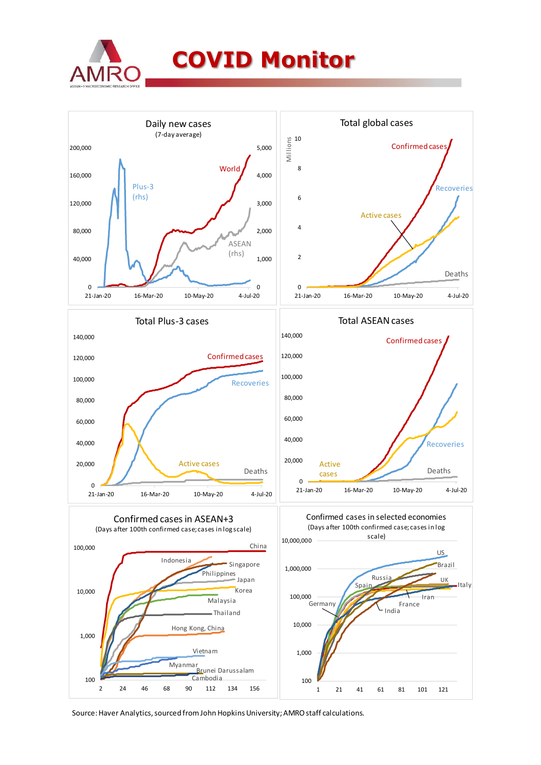# COVID Monitor

AMRO
ASEAN+3 MACROECONOMIC RESEARCH OFFICE

## Daily new cases
(7-day average)

200,000
160,000
120,000
80,000
40,000
0

5,000
4,000
3,000
2,000
1,000
0

World
Plus-3 (rhs)
ASEAN (rhs)

21-Jan-20
16-Mar-20
10-May-20
4-Jul-20

## Total global cases

Millions
10
8
6
4
2
0

Confirmed cases
Recoveries
Active cases
Deaths

21-Jan-20
16-Mar-20
10-May-20
4-Jul-20

## Total Plus-3 cases

140,000
120,000
100,000
80,000
60,000
40,000
20,000
0

Confirmed cases
Recoveries
Active cases
Deaths

21-Jan-20
16-Mar-20
10-May-20
4-Jul-20

## Total ASEAN cases

140,000
120,000
100,000
80,000
60,000
40,000
20,000
0

Confirmed cases
Recoveries
Active cases
Deaths

21-Jan-20
16-Mar-20
10-May-20
4-Jul-20

## Confirmed cases in ASEAN+3
(Days after 100th confirmed case; cases in log scale)

100,000
10,000
1,000
100

China
Indonesia
Singapore
Philippines
Japan
Korea
Malaysia
Thailand
Hong Kong, China
Vietnam
Myanmar
Brunei Darussalam
Cambodia

2
24
46
68
90
112
134
156

## Confirmed cases in selected economies
(Days after 100th confirmed case; cases in log scale)

10,000,000
1,000,000
100,000
10,000
1,000
100

US
Brazil
Russia
UK
Spain
Italy
Germany
Iran
France
India

1
21
41
61
81
101
121

Source: Haver Analytics, sourced from John Hopkins University; AMRO staff calculations.